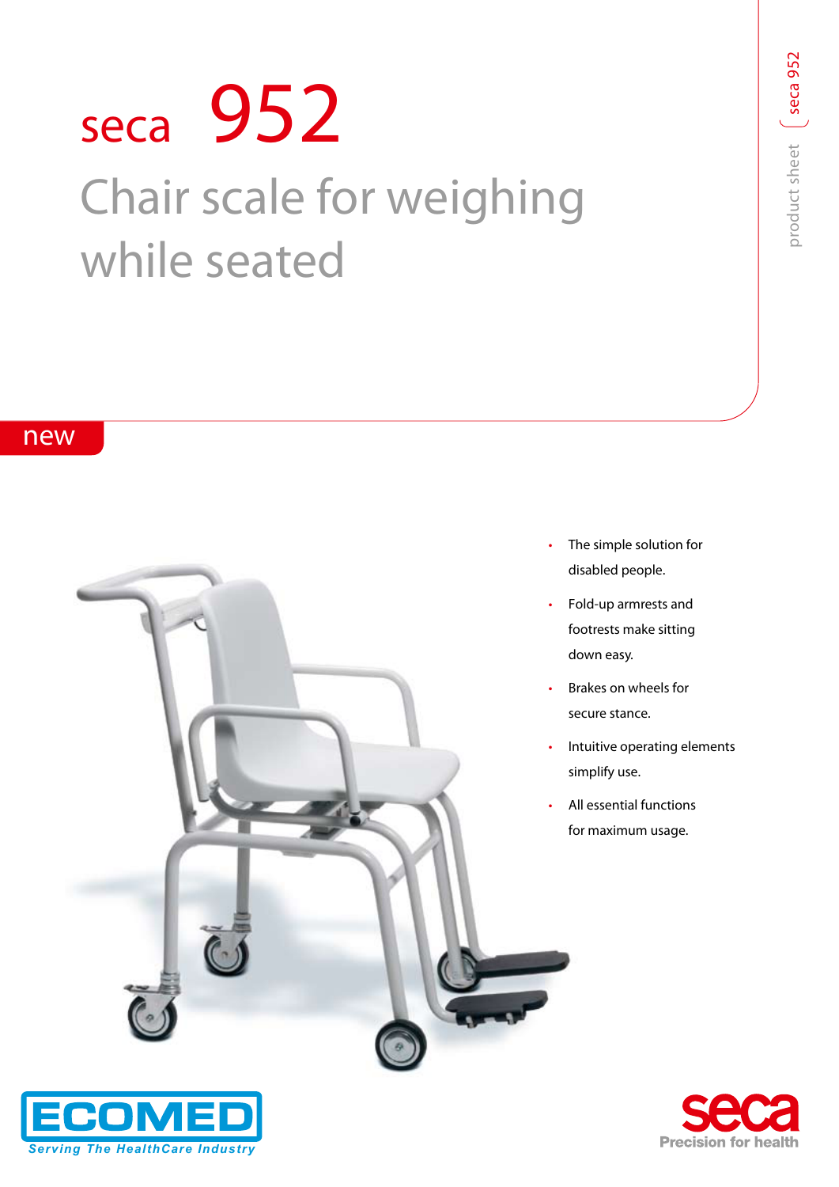# seca 952

## Chair scale for weighing while seated

product sheet seca 952

new

- The simple solution for disabled people.
- Fold-up armrests and footrests make sitting down easy.
- Brakes on wheels for secure stance.
- Intuitive operating elements simplify use.
- All essential functions for maximum usage.

ECOMED
Serving The HealthCare Industry

seca
Precision for health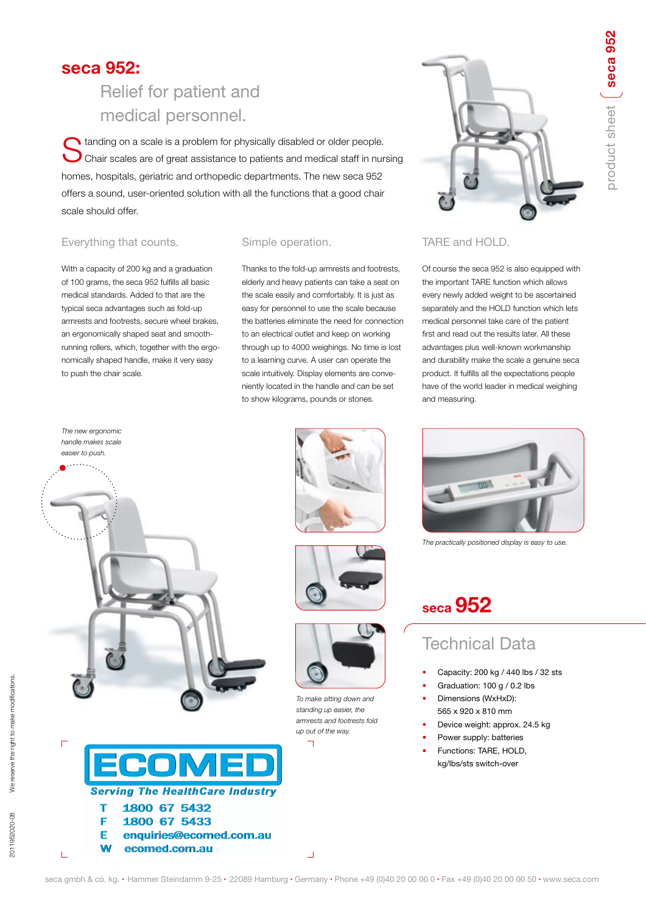# seca 952:

## Relief for patient and medical personnel.

Standing on a scale is a problem for physically disabled or older people. Chair scales are of great assistance to patients and medical staff in nursing homes, hospitals, geriatric and orthopedic departments. The new seca 952 offers a sound, user-oriented solution with all the functions that a good chair scale should offer.

### Everything that counts.

With a capacity of 200 kg and a graduation of 100 grams, the seca 952 fulfills all basic medical standards. Added to that are the typical seca advantages such as fold-up armrests and footrests, secure wheel brakes, an ergonomically shaped seat and smooth-running rollers, which, together with the ergonomically shaped handle, make it very easy to push the chair scale.

### Simple operation.

Thanks to the fold-up armrests and footrests, elderly and heavy patients can take a seat on the scale easily and comfortably. It is just as easy for personnel to use the scale because the batteries eliminate the need for connection to an electrical outlet and keep on working through up to 4000 weighings. No time is lost to a learning curve. A user can operate the scale intuitively. Display elements are conveniently located in the handle and can be set to show kilograms, pounds or stones.

### TARE and HOLD.

Of course the seca 952 is also equipped with the important TARE function which allows every newly added weight to be ascertained separately and the HOLD function which lets medical personnel take care of the patient first and read out the results later. All these advantages plus well-known workmanship and durability make the scale a genuine seca product. It fulfills all the expectations people have of the world leader in medical weighing and measuring.

*The new ergonomic handle makes scale easier to push.*

*To make sitting down and standing up easier, the armrests and footrests fold up out of the way.*

*The practically positioned display is easy to use.*

## seca 952

### Technical Data

- Capacity: 200 kg / 440 lbs / 32 sts
- Graduation: 100 g / 0.2 lbs
- Dimensions (WxHxD): 565 x 920 x 810 mm
- Device weight: approx. 24.5 kg
- Power supply: batteries
- Functions: TARE, HOLD, kg/lbs/sts switch-over

**ECOMED**
*Serving The HealthCare Industry*

T 1800 67 5432
F 1800 67 5433
E enquiries@ecomed.com.au
W ecomed.com.au

We reserve the right to make modifications.

2011952020-08

seca gmbh & co. kg. • Hammer Steindamm 9-25 • 22089 Hamburg • Germany • Phone +49 (0)40 20 00 00 0 • Fax +49 (0)40 20 00 00 50 • www.seca.com